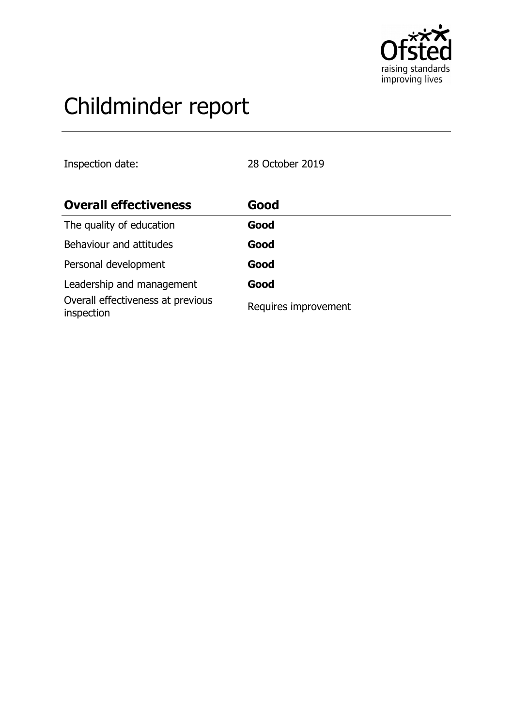# Childminder report

Inspection date: 28 October 2019

| **Overall effectiveness** | **Good** |
|---|---|
| The quality of education | **Good** |
| Behaviour and attitudes | **Good** |
| Personal development | **Good** |
| Leadership and management | **Good** |
| Overall effectiveness at previous inspection | Requires improvement |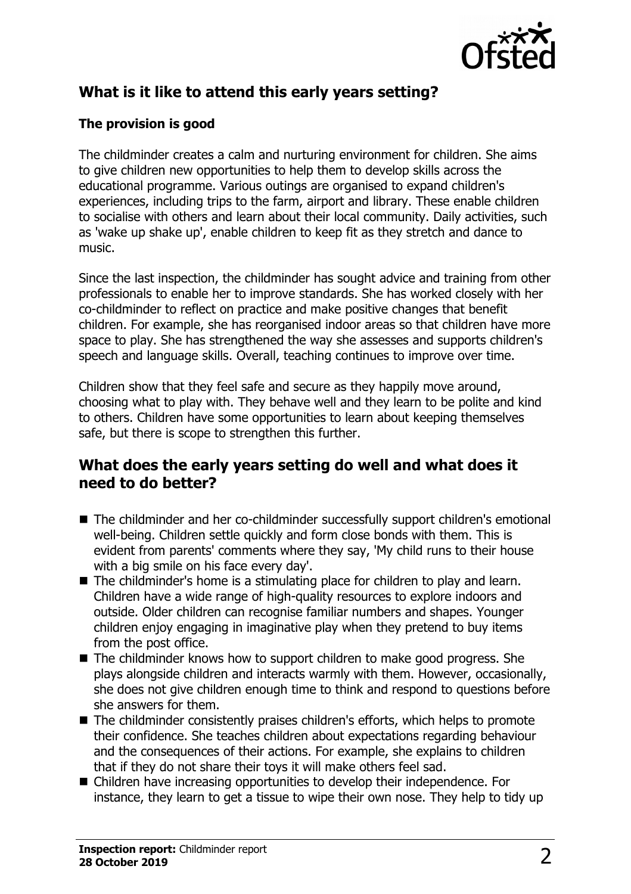## What is it like to attend this early years setting?

### The provision is good

The childminder creates a calm and nurturing environment for children. She aims to give children new opportunities to help them to develop skills across the educational programme. Various outings are organised to expand children's experiences, including trips to the farm, airport and library. These enable children to socialise with others and learn about their local community. Daily activities, such as 'wake up shake up', enable children to keep fit as they stretch and dance to music.

Since the last inspection, the childminder has sought advice and training from other professionals to enable her to improve standards. She has worked closely with her co-childminder to reflect on practice and make positive changes that benefit children. For example, she has reorganised indoor areas so that children have more space to play. She has strengthened the way she assesses and supports children's speech and language skills. Overall, teaching continues to improve over time.

Children show that they feel safe and secure as they happily move around, choosing what to play with. They behave well and they learn to be polite and kind to others. Children have some opportunities to learn about keeping themselves safe, but there is scope to strengthen this further.

## What does the early years setting do well and what does it need to do better?

- The childminder and her co-childminder successfully support children's emotional well-being. Children settle quickly and form close bonds with them. This is evident from parents' comments where they say, 'My child runs to their house with a big smile on his face every day'.
- The childminder's home is a stimulating place for children to play and learn. Children have a wide range of high-quality resources to explore indoors and outside. Older children can recognise familiar numbers and shapes. Younger children enjoy engaging in imaginative play when they pretend to buy items from the post office.
- The childminder knows how to support children to make good progress. She plays alongside children and interacts warmly with them. However, occasionally, she does not give children enough time to think and respond to questions before she answers for them.
- The childminder consistently praises children's efforts, which helps to promote their confidence. She teaches children about expectations regarding behaviour and the consequences of their actions. For example, she explains to children that if they do not share their toys it will make others feel sad.
- Children have increasing opportunities to develop their independence. For instance, they learn to get a tissue to wipe their own nose. They help to tidy up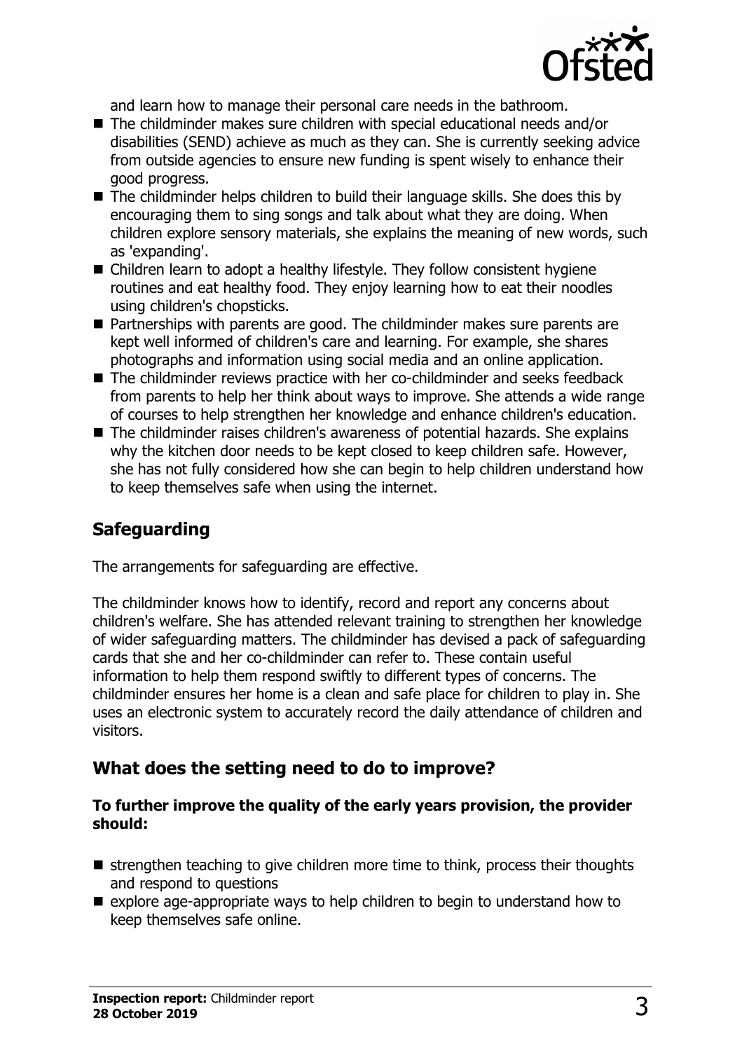and learn how to manage their personal care needs in the bathroom.

- The childminder makes sure children with special educational needs and/or disabilities (SEND) achieve as much as they can. She is currently seeking advice from outside agencies to ensure new funding is spent wisely to enhance their good progress.
- The childminder helps children to build their language skills. She does this by encouraging them to sing songs and talk about what they are doing. When children explore sensory materials, she explains the meaning of new words, such as 'expanding'.
- Children learn to adopt a healthy lifestyle. They follow consistent hygiene routines and eat healthy food. They enjoy learning how to eat their noodles using children's chopsticks.
- Partnerships with parents are good. The childminder makes sure parents are kept well informed of children's care and learning. For example, she shares photographs and information using social media and an online application.
- The childminder reviews practice with her co-childminder and seeks feedback from parents to help her think about ways to improve. She attends a wide range of courses to help strengthen her knowledge and enhance children's education.
- The childminder raises children's awareness of potential hazards. She explains why the kitchen door needs to be kept closed to keep children safe. However, she has not fully considered how she can begin to help children understand how to keep themselves safe when using the internet.

## Safeguarding

The arrangements for safeguarding are effective.

The childminder knows how to identify, record and report any concerns about children's welfare. She has attended relevant training to strengthen her knowledge of wider safeguarding matters. The childminder has devised a pack of safeguarding cards that she and her co-childminder can refer to. These contain useful information to help them respond swiftly to different types of concerns. The childminder ensures her home is a clean and safe place for children to play in. She uses an electronic system to accurately record the daily attendance of children and visitors.

## What does the setting need to do to improve?

**To further improve the quality of the early years provision, the provider should:**

- strengthen teaching to give children more time to think, process their thoughts and respond to questions
- explore age-appropriate ways to help children to begin to understand how to keep themselves safe online.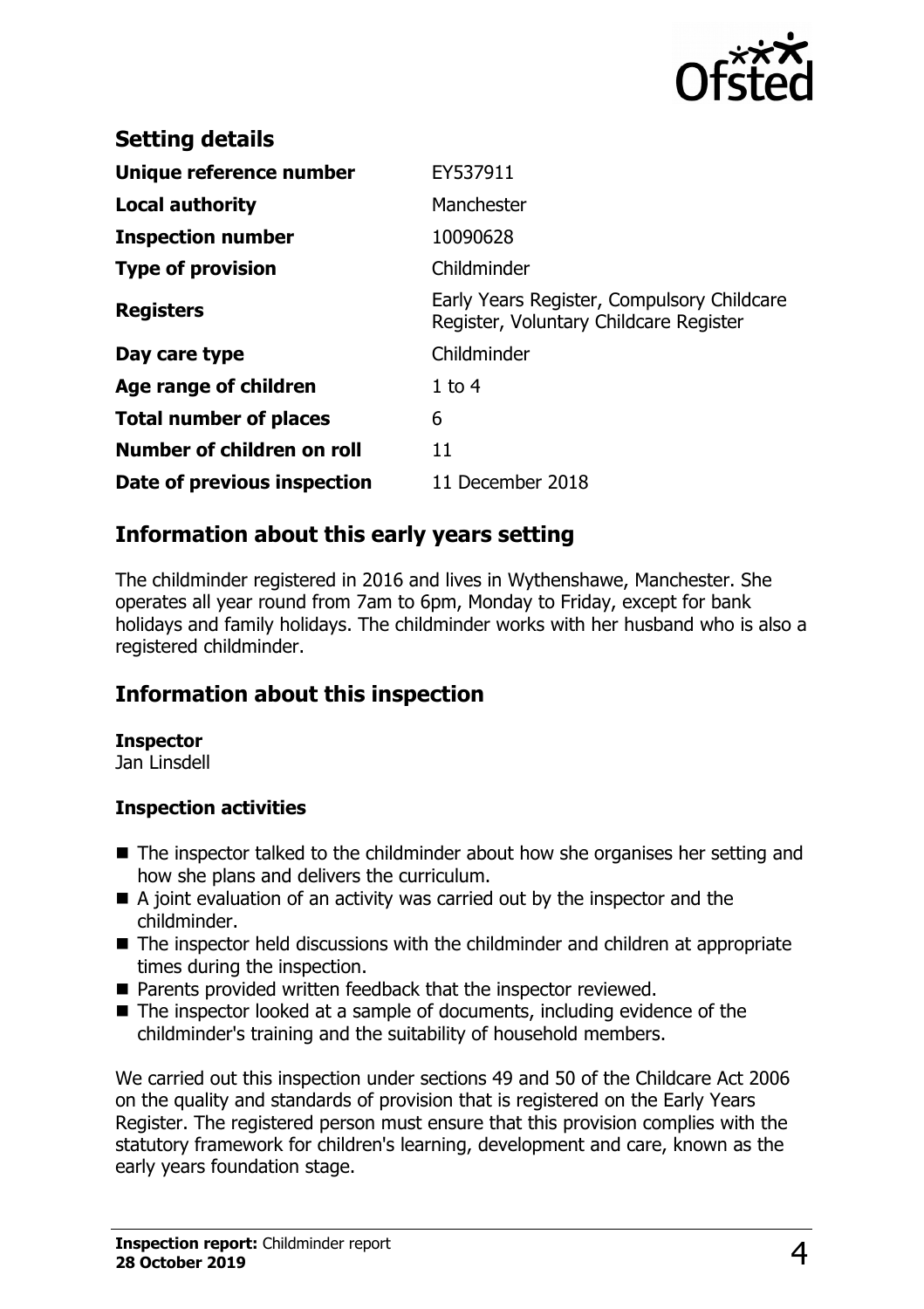## Setting details

| | |
|---|---|
| **Unique reference number** | EY537911 |
| **Local authority** | Manchester |
| **Inspection number** | 10090628 |
| **Type of provision** | Childminder |
| **Registers** | Early Years Register, Compulsory Childcare Register, Voluntary Childcare Register |
| **Day care type** | Childminder |
| **Age range of children** | 1 to 4 |
| **Total number of places** | 6 |
| **Number of children on roll** | 11 |
| **Date of previous inspection** | 11 December 2018 |

## Information about this early years setting

The childminder registered in 2016 and lives in Wythenshawe, Manchester. She operates all year round from 7am to 6pm, Monday to Friday, except for bank holidays and family holidays. The childminder works with her husband who is also a registered childminder.

## Information about this inspection

**Inspector**
Jan Linsdell

### Inspection activities

- The inspector talked to the childminder about how she organises her setting and how she plans and delivers the curriculum.
- A joint evaluation of an activity was carried out by the inspector and the childminder.
- The inspector held discussions with the childminder and children at appropriate times during the inspection.
- Parents provided written feedback that the inspector reviewed.
- The inspector looked at a sample of documents, including evidence of the childminder's training and the suitability of household members.

We carried out this inspection under sections 49 and 50 of the Childcare Act 2006 on the quality and standards of provision that is registered on the Early Years Register. The registered person must ensure that this provision complies with the statutory framework for children's learning, development and care, known as the early years foundation stage.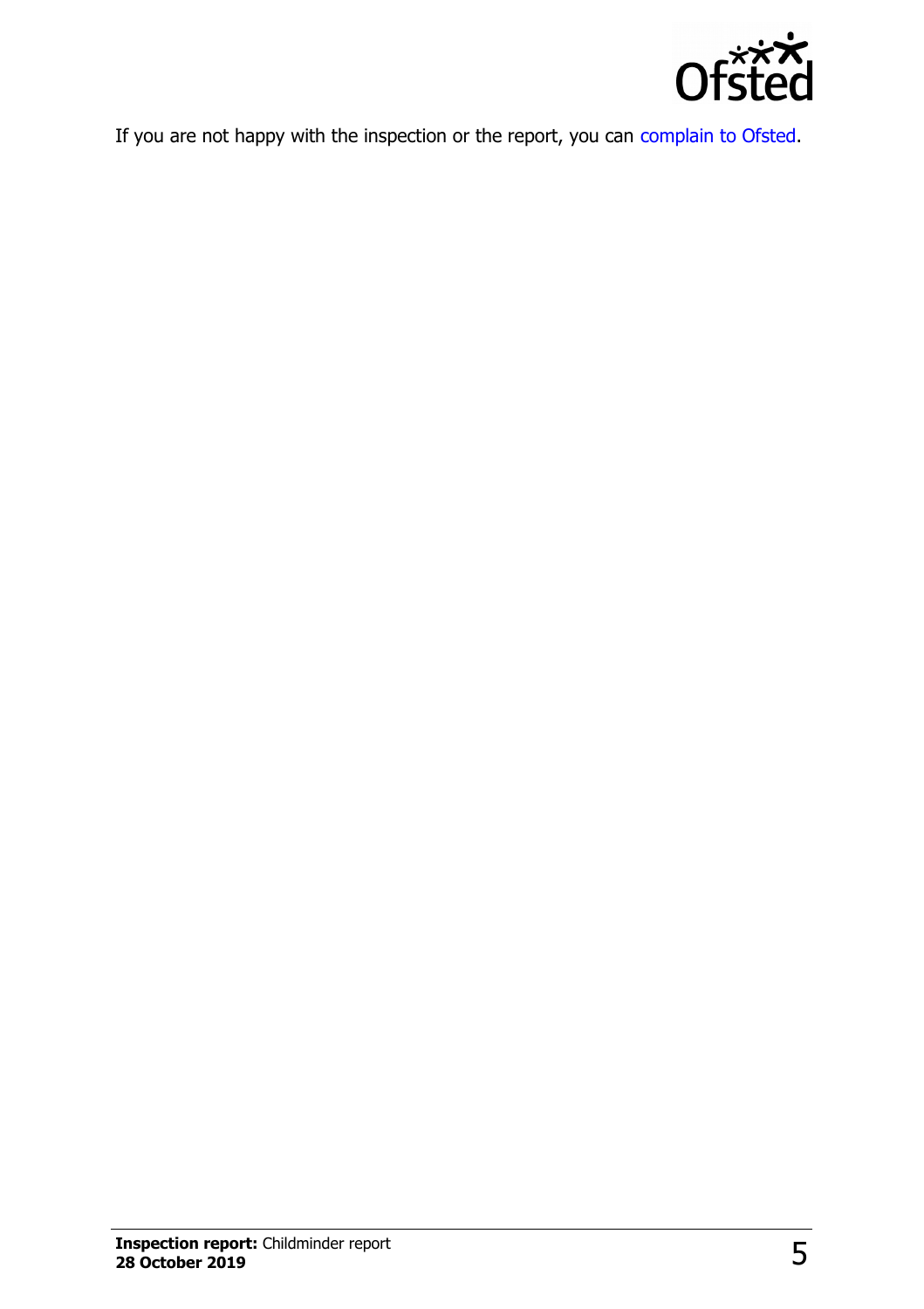If you are not happy with the inspection or the report, you can complain to Ofsted.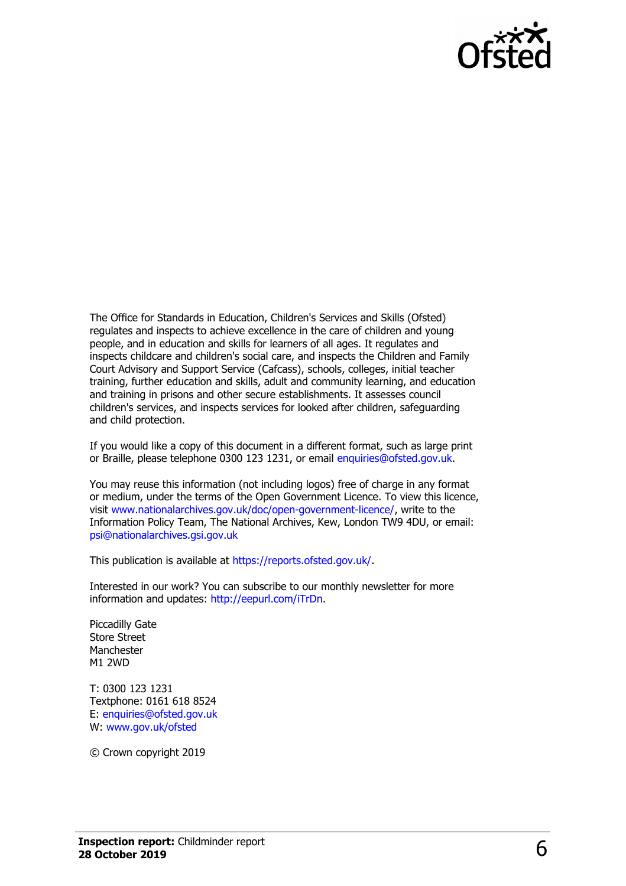The Office for Standards in Education, Children's Services and Skills (Ofsted) regulates and inspects to achieve excellence in the care of children and young people, and in education and skills for learners of all ages. It regulates and inspects childcare and children's social care, and inspects the Children and Family Court Advisory and Support Service (Cafcass), schools, colleges, initial teacher training, further education and skills, adult and community learning, and education and training in prisons and other secure establishments. It assesses council children's services, and inspects services for looked after children, safeguarding and child protection.

If you would like a copy of this document in a different format, such as large print or Braille, please telephone 0300 123 1231, or email enquiries@ofsted.gov.uk.

You may reuse this information (not including logos) free of charge in any format or medium, under the terms of the Open Government Licence. To view this licence, visit www.nationalarchives.gov.uk/doc/open-government-licence/, write to the Information Policy Team, The National Archives, Kew, London TW9 4DU, or email: psi@nationalarchives.gsi.gov.uk

This publication is available at https://reports.ofsted.gov.uk/.

Interested in our work? You can subscribe to our monthly newsletter for more information and updates: http://eepurl.com/iTrDn.

Piccadilly Gate
Store Street
Manchester
M1 2WD

T: 0300 123 1231
Textphone: 0161 618 8524
E: enquiries@ofsted.gov.uk
W: www.gov.uk/ofsted

© Crown copyright 2019